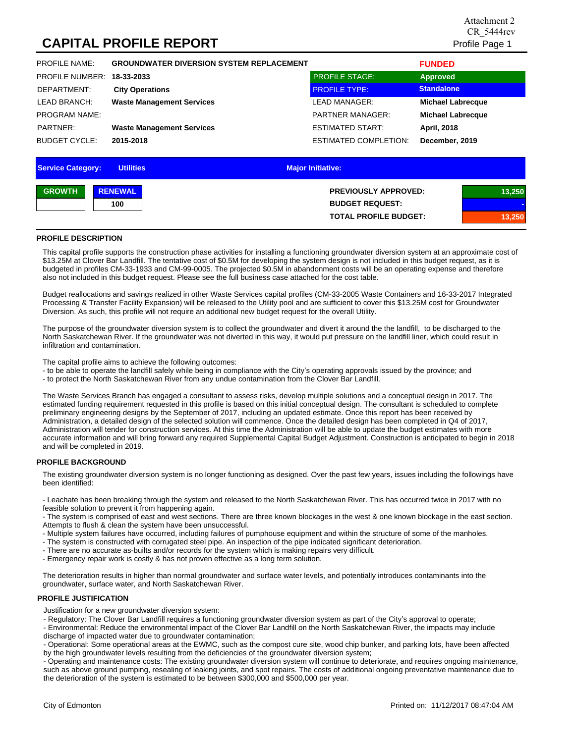Attachment 2
CR_5444rev

# CAPITAL PROFILE REPORT

| | | | |
|---|---|---|---|
| PROFILE NAME: | **GROUNDWATER DIVERSION SYSTEM REPLACEMENT** | | **FUNDED** |
| PROFILE NUMBER: | **18-33-2033** | PROFILE STAGE: | **Approved** |
| DEPARTMENT: | **City Operations** | PROFILE TYPE: | **Standalone** |
| LEAD BRANCH: | **Waste Management Services** | LEAD MANAGER: | **Michael Labrecque** |
| PROGRAM NAME: | | PARTNER MANAGER: | **Michael Labrecque** |
| PARTNER: | **Waste Management Services** | ESTIMATED START: | **April, 2018** |
| BUDGET CYCLE: | **2015-2018** | ESTIMATED COMPLETION: | **December, 2019** |

**Service Category:** Utilities **Major Initiative:**

| GROWTH | RENEWAL |
|---|---|
| | 100 |

| | |
|---|---|
| **PREVIOUSLY APPROVED:** | 13,250 |
| **BUDGET REQUEST:** | - |
| **TOTAL PROFILE BUDGET:** | 13,250 |

## PROFILE DESCRIPTION

This capital profile supports the construction phase activities for installing a functioning groundwater diversion system at an approximate cost of $13.25M at Clover Bar Landfill. The tentative cost of $0.5M for developing the system design is not included in this budget request, as it is budgeted in profiles CM-33-1933 and CM-99-0005. The projected $0.5M in abandonment costs will be an operating expense and therefore also not included in this budget request. Please see the full business case attached for the cost table.

Budget reallocations and savings realized in other Waste Services capital profiles (CM-33-2005 Waste Containers and 16-33-2017 Integrated Processing & Transfer Facility Expansion) will be released to the Utility pool and are sufficient to cover this $13.25M cost for Groundwater Diversion. As such, this profile will not require an additional new budget request for the overall Utility.

The purpose of the groundwater diversion system is to collect the groundwater and divert it around the the landfill, to be discharged to the North Saskatchewan River. If the groundwater was not diverted in this way, it would put pressure on the landfill liner, which could result in infiltration and contamination.

The capital profile aims to achieve the following outcomes:
- to be able to operate the landfill safely while being in compliance with the City's operating approvals issued by the province; and
- to protect the North Saskatchewan River from any undue contamination from the Clover Bar Landfill.

The Waste Services Branch has engaged a consultant to assess risks, develop multiple solutions and a conceptual design in 2017. The estimated funding requirement requested in this profile is based on this initial conceptual design. The consultant is scheduled to complete preliminary engineering designs by the September of 2017, including an updated estimate. Once this report has been received by Administration, a detailed design of the selected solution will commence. Once the detailed design has been completed in Q4 of 2017, Administration will tender for construction services. At this time the Administration will be able to update the budget estimates with more accurate information and will bring forward any required Supplemental Capital Budget Adjustment. Construction is anticipated to begin in 2018 and will be completed in 2019.

## PROFILE BACKGROUND

The existing groundwater diversion system is no longer functioning as designed. Over the past few years, issues including the followings have been identified:

- Leachate has been breaking through the system and released to the North Saskatchewan River. This has occurred twice in 2017 with no feasible solution to prevent it from happening again.
- The system is comprised of east and west sections. There are three known blockages in the west & one known blockage in the east section. Attempts to flush & clean the system have been unsuccessful.
- Multiple system failures have occurred, including failures of pumphouse equipment and within the structure of some of the manholes.
- The system is constructed with corrugated steel pipe. An inspection of the pipe indicated significant deterioration.
- There are no accurate as-builts and/or records for the system which is making repairs very difficult.
- Emergency repair work is costly & has not proven effective as a long term solution.

The deterioration results in higher than normal groundwater and surface water levels, and potentially introduces contaminants into the groundwater, surface water, and North Saskatchewan River.

## PROFILE JUSTIFICATION

Justification for a new groundwater diversion system:
- Regulatory: The Clover Bar Landfill requires a functioning groundwater diversion system as part of the City's approval to operate;
- Environmental: Reduce the environmental impact of the Clover Bar Landfill on the North Saskatchewan River, the impacts may include discharge of impacted water due to groundwater contamination;
- Operational: Some operational areas at the EWMC, such as the compost cure site, wood chip bunker, and parking lots, have been affected by the high groundwater levels resulting from the deficiencies of the groundwater diversion system;
- Operating and maintenance costs: The existing groundwater diversion system will continue to deteriorate, and requires ongoing maintenance, such as above ground pumping, resealing of leaking joints, and spot repairs. The costs of additional ongoing preventative maintenance due to the deterioration of the system is estimated to be between $300,000 and $500,000 per year.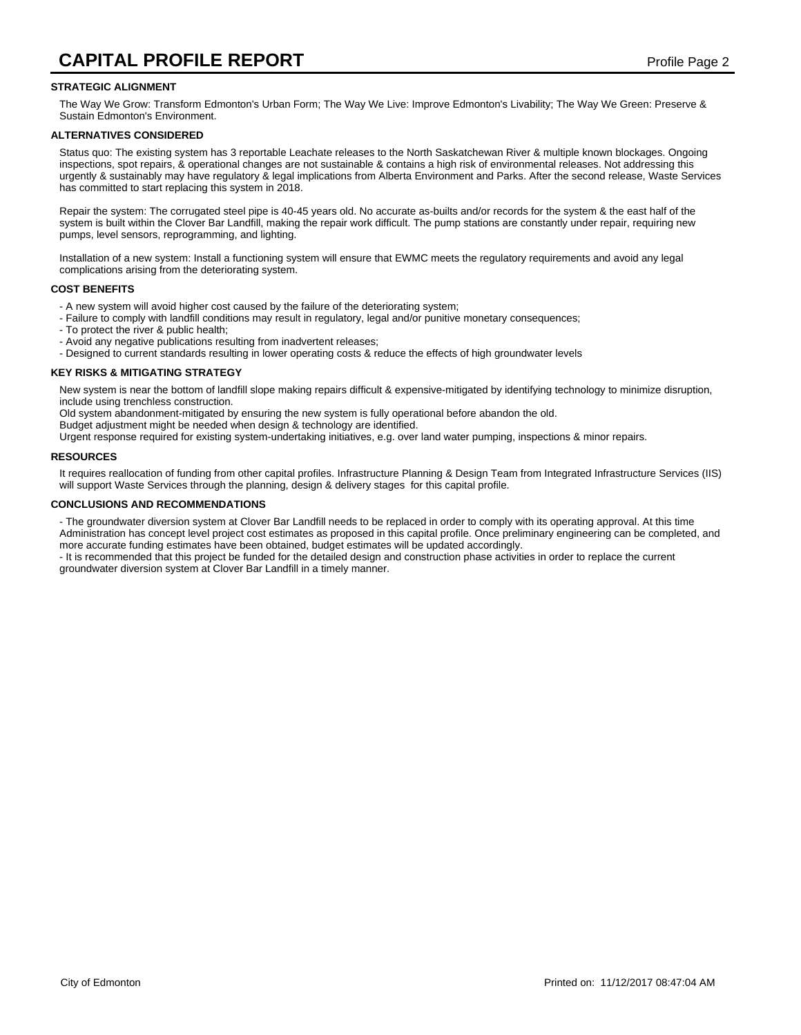# CAPITAL PROFILE REPORT

### STRATEGIC ALIGNMENT

The Way We Grow: Transform Edmonton's Urban Form; The Way We Live: Improve Edmonton's Livability; The Way We Green: Preserve & Sustain Edmonton's Environment.

### ALTERNATIVES CONSIDERED

Status quo: The existing system has 3 reportable Leachate releases to the North Saskatchewan River & multiple known blockages. Ongoing inspections, spot repairs, & operational changes are not sustainable & contains a high risk of environmental releases. Not addressing this urgently & sustainably may have regulatory & legal implications from Alberta Environment and Parks. After the second release, Waste Services has committed to start replacing this system in 2018.

Repair the system: The corrugated steel pipe is 40-45 years old. No accurate as-builts and/or records for the system & the east half of the system is built within the Clover Bar Landfill, making the repair work difficult. The pump stations are constantly under repair, requiring new pumps, level sensors, reprogramming, and lighting.

Installation of a new system: Install a functioning system will ensure that EWMC meets the regulatory requirements and avoid any legal complications arising from the deteriorating system.

### COST BENEFITS

- A new system will avoid higher cost caused by the failure of the deteriorating system;
- Failure to comply with landfill conditions may result in regulatory, legal and/or punitive monetary consequences;
- To protect the river & public health;
- Avoid any negative publications resulting from inadvertent releases;
- Designed to current standards resulting in lower operating costs & reduce the effects of high groundwater levels

### KEY RISKS & MITIGATING STRATEGY

New system is near the bottom of landfill slope making repairs difficult & expensive-mitigated by identifying technology to minimize disruption, include using trenchless construction.
Old system abandonment-mitigated by ensuring the new system is fully operational before abandon the old.
Budget adjustment might be needed when design & technology are identified.
Urgent response required for existing system-undertaking initiatives, e.g. over land water pumping, inspections & minor repairs.

### RESOURCES

It requires reallocation of funding from other capital profiles. Infrastructure Planning & Design Team from Integrated Infrastructure Services (IIS) will support Waste Services through the planning, design & delivery stages for this capital profile.

### CONCLUSIONS AND RECOMMENDATIONS

- The groundwater diversion system at Clover Bar Landfill needs to be replaced in order to comply with its operating approval. At this time Administration has concept level project cost estimates as proposed in this capital profile. Once preliminary engineering can be completed, and more accurate funding estimates have been obtained, budget estimates will be updated accordingly.
- It is recommended that this project be funded for the detailed design and construction phase activities in order to replace the current groundwater diversion system at Clover Bar Landfill in a timely manner.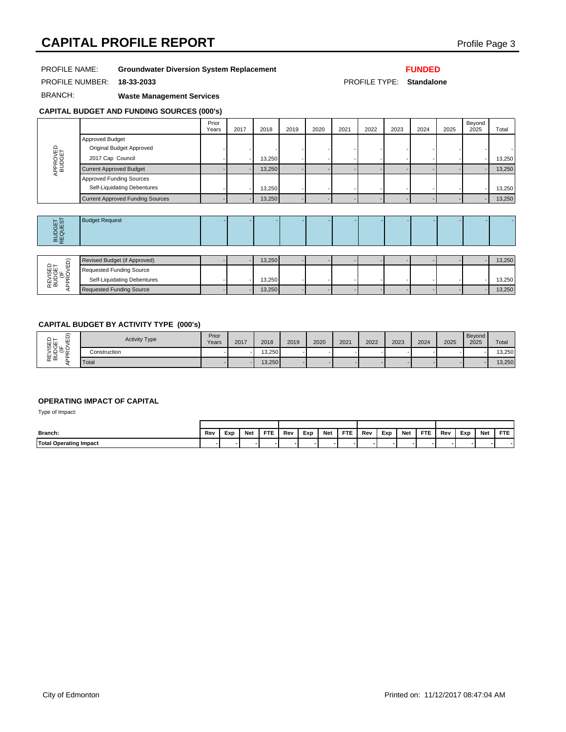# CAPITAL PROFILE REPORT

Profile Page 3

PROFILE NAME: **Groundwater Diversion System Replacement** **FUNDED**

PROFILE NUMBER: **18-33-2033** PROFILE TYPE: **Standalone**

BRANCH: **Waste Management Services**

### CAPITAL BUDGET AND FUNDING SOURCES (000's)

| | | Prior Years | 2017 | 2018 | 2019 | 2020 | 2021 | 2022 | 2023 | 2024 | 2025 | Beyond 2025 | Total |
|---|---|---|---|---|---|---|---|---|---|---|---|---|---|
| APPROVED BUDGET | Approved Budget | | | | | | | | | | | | |
| | Original Budget Approved | - | - | - | - | - | - | - | - | - | - | - | - |
| | 2017 Cap Council | - | - | 13,250 | - | - | - | - | - | - | - | - | 13,250 |
| | Current Approved Budget | - | - | 13,250 | - | - | - | - | - | - | - | - | 13,250 |
| | Approved Funding Sources | | | | | | | | | | | | |
| | Self-Liquidating Debentures | - | - | 13,250 | - | - | - | - | - | - | - | - | 13,250 |
| | Current Approved Funding Sources | - | - | 13,250 | - | - | - | - | - | - | - | - | 13,250 |
| BUDGET REQUEST | Budget Request | - | - | - | - | - | - | - | - | - | - | - | - |
| REVISED BUDGET (IF APPROVED) | Revised Budget (if Approved) | - | - | 13,250 | - | - | - | - | - | - | - | - | 13,250 |
| | Requested Funding Source | | | | | | | | | | | | |
| | Self-Liquidating Debentures | - | - | 13,250 | - | - | - | - | - | - | - | - | 13,250 |
| | Requested Funding Source | - | - | 13,250 | - | - | - | - | - | - | - | - | 13,250 |

### CAPITAL BUDGET BY ACTIVITY TYPE (000's)

| | Activity Type | Prior Years | 2017 | 2018 | 2019 | 2020 | 2021 | 2022 | 2023 | 2024 | 2025 | Beyond 2025 | Total |
|---|---|---|---|---|---|---|---|---|---|---|---|---|---|
| REVISED BUDGET (IF APPROVED) | Construction | - | - | 13,250 | - | - | - | - | - | - | - | - | 13,250 |
| | Total | - | - | 13,250 | - | - | - | - | - | - | - | - | 13,250 |

### OPERATING IMPACT OF CAPITAL

Type of Impact:

| Branch: | Rev | Exp | Net | FTE | Rev | Exp | Net | FTE | Rev | Exp | Net | FTE | Rev | Exp | Net | FTE |
|---|---|---|---|---|---|---|---|---|---|---|---|---|---|---|---|---|
| Total Operating Impact | - | - | - | - | - | - | - | - | - | - | - | - | - | - | - | - |

City of Edmonton

Printed on: 11/12/2017 08:47:04 AM